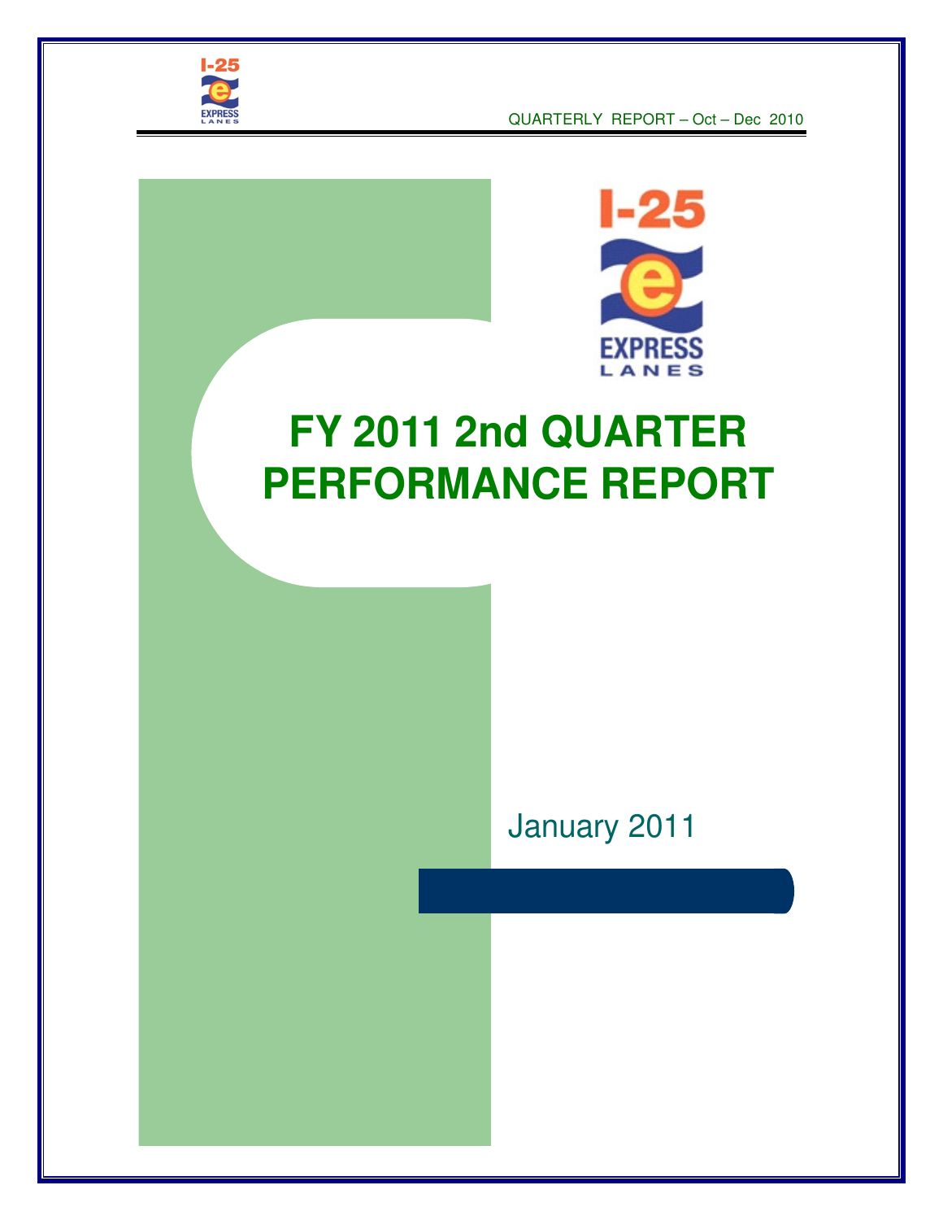# FY 2011 2nd QUARTER PERFORMANCE REPORT

January 2011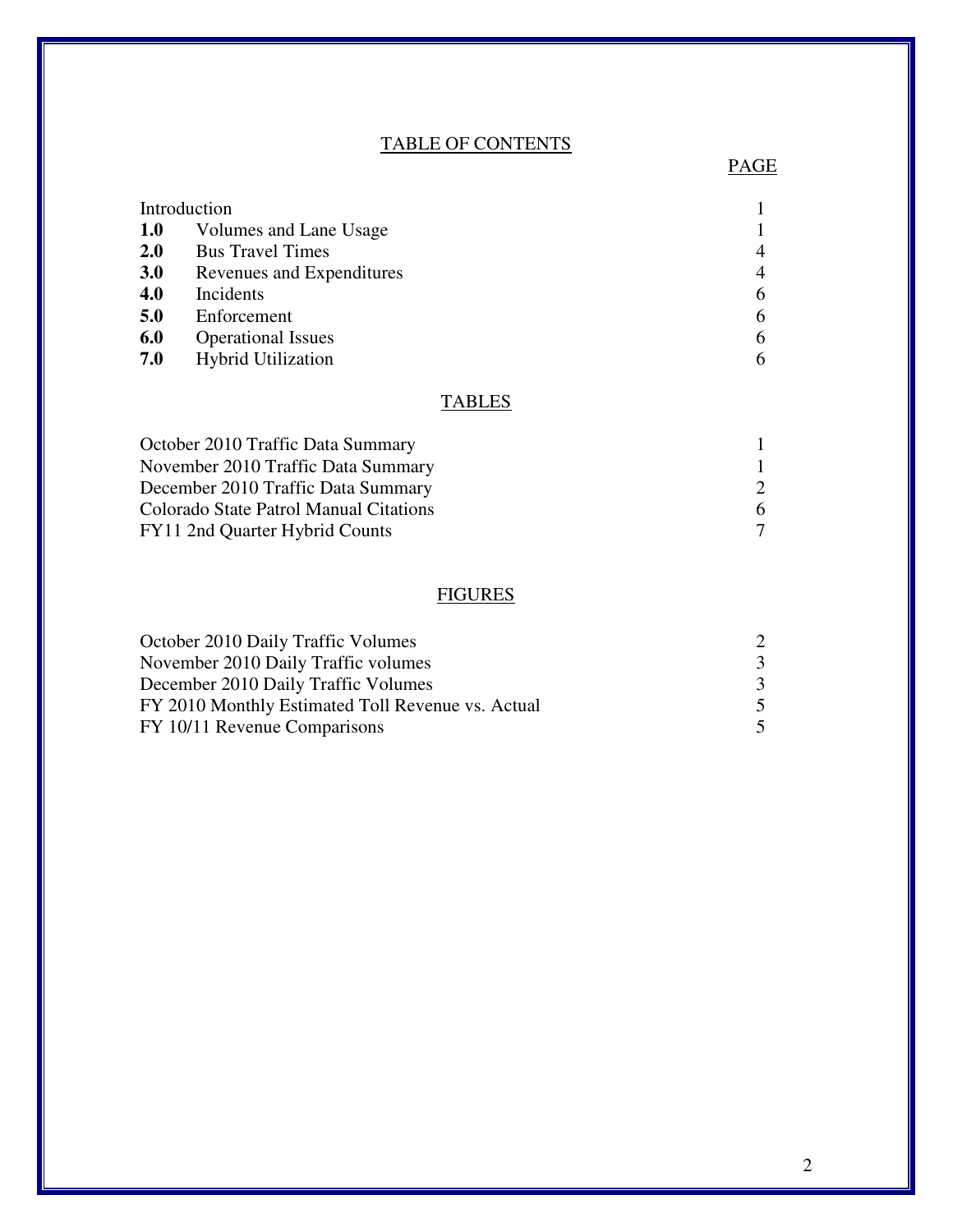# TABLE OF CONTENTS

| | | PAGE |
|---|---|---|
| Introduction | | 1 |
| **1.0** | Volumes and Lane Usage | 1 |
| **2.0** | Bus Travel Times | 4 |
| **3.0** | Revenues and Expenditures | 4 |
| **4.0** | Incidents | 6 |
| **5.0** | Enforcement | 6 |
| **6.0** | Operational Issues | 6 |
| **7.0** | Hybrid Utilization | 6 |

## TABLES

| | |
|---|---|
| October 2010 Traffic Data Summary | 1 |
| November 2010 Traffic Data Summary | 1 |
| December 2010 Traffic Data Summary | 2 |
| Colorado State Patrol Manual Citations | 6 |
| FY11 2nd Quarter Hybrid Counts | 7 |

## FIGURES

| | |
|---|---|
| October 2010 Daily Traffic Volumes | 2 |
| November 2010 Daily Traffic volumes | 3 |
| December 2010 Daily Traffic Volumes | 3 |
| FY 2010 Monthly Estimated Toll Revenue vs. Actual | 5 |
| FY 10/11 Revenue Comparisons | 5 |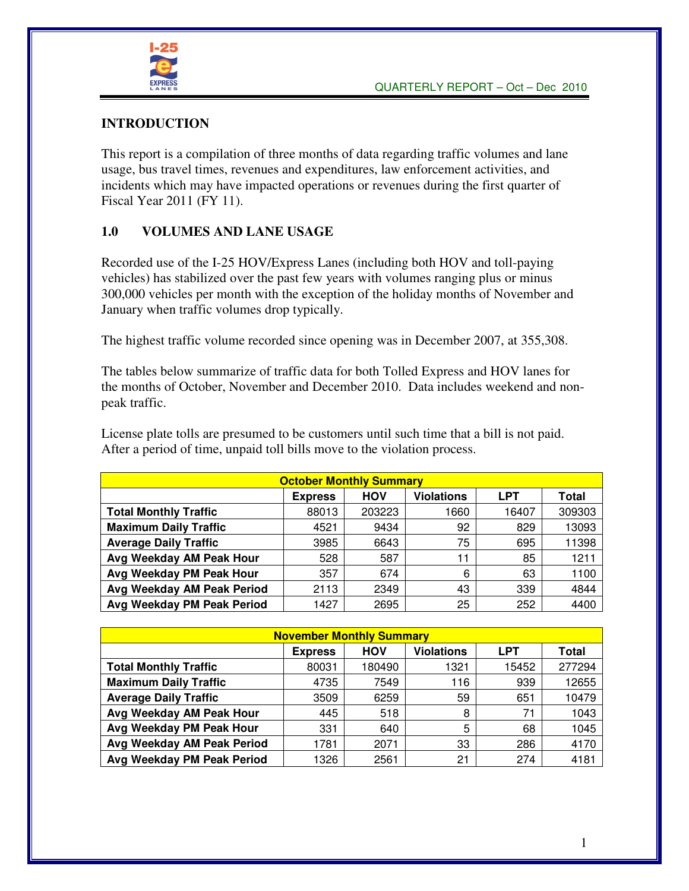## INTRODUCTION

This report is a compilation of three months of data regarding traffic volumes and lane usage, bus travel times, revenues and expenditures, law enforcement activities, and incidents which may have impacted operations or revenues during the first quarter of Fiscal Year 2011 (FY 11).

## 1.0 VOLUMES AND LANE USAGE

Recorded use of the I-25 HOV/Express Lanes (including both HOV and toll-paying vehicles) has stabilized over the past few years with volumes ranging plus or minus 300,000 vehicles per month with the exception of the holiday months of November and January when traffic volumes drop typically.

The highest traffic volume recorded since opening was in December 2007, at 355,308.

The tables below summarize of traffic data for both Tolled Express and HOV lanes for the months of October, November and December 2010. Data includes weekend and non-peak traffic.

License plate tolls are presumed to be customers until such time that a bill is not paid. After a period of time, unpaid toll bills move to the violation process.

| October Monthly Summary | | | | | |
|---|---|---|---|---|---|
| | Express | HOV | Violations | LPT | Total |
| Total Monthly Traffic | 88013 | 203223 | 1660 | 16407 | 309303 |
| Maximum Daily Traffic | 4521 | 9434 | 92 | 829 | 13093 |
| Average Daily Traffic | 3985 | 6643 | 75 | 695 | 11398 |
| Avg Weekday AM Peak Hour | 528 | 587 | 11 | 85 | 1211 |
| Avg Weekday PM Peak Hour | 357 | 674 | 6 | 63 | 1100 |
| Avg Weekday AM Peak Period | 2113 | 2349 | 43 | 339 | 4844 |
| Avg Weekday PM Peak Period | 1427 | 2695 | 25 | 252 | 4400 |

| November Monthly Summary | | | | | |
|---|---|---|---|---|---|
| | Express | HOV | Violations | LPT | Total |
| Total Monthly Traffic | 80031 | 180490 | 1321 | 15452 | 277294 |
| Maximum Daily Traffic | 4735 | 7549 | 116 | 939 | 12655 |
| Average Daily Traffic | 3509 | 6259 | 59 | 651 | 10479 |
| Avg Weekday AM Peak Hour | 445 | 518 | 8 | 71 | 1043 |
| Avg Weekday PM Peak Hour | 331 | 640 | 5 | 68 | 1045 |
| Avg Weekday AM Peak Period | 1781 | 2071 | 33 | 286 | 4170 |
| Avg Weekday PM Peak Period | 1326 | 2561 | 21 | 274 | 4181 |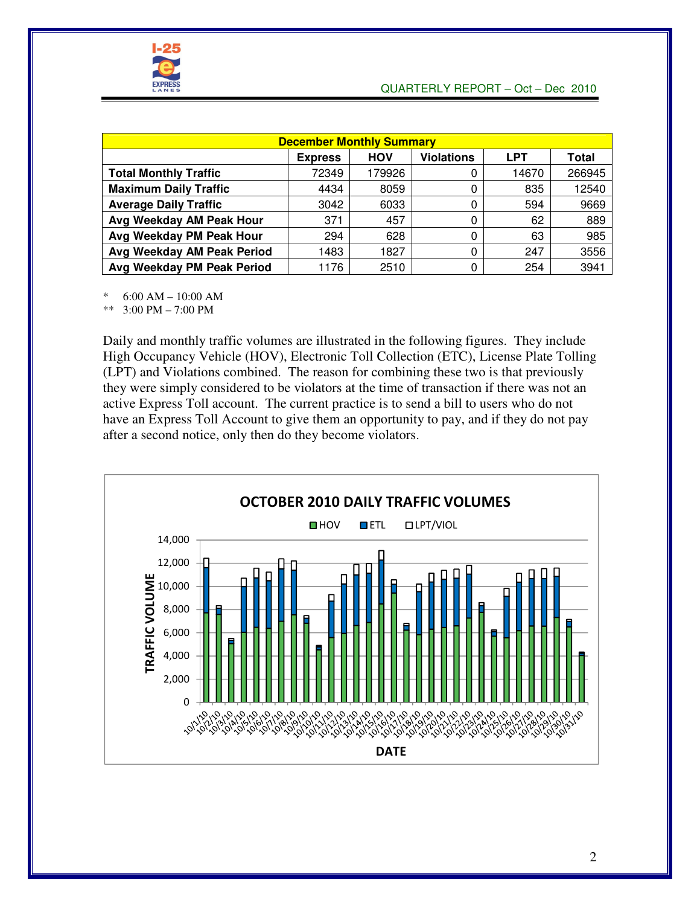| December Monthly Summary | | | | | |
|---|---|---|---|---|---|
| | Express | HOV | Violations | LPT | Total |
| **Total Monthly Traffic** | 72349 | 179926 | 0 | 14670 | 266945 |
| **Maximum Daily Traffic** | 4434 | 8059 | 0 | 835 | 12540 |
| **Average Daily Traffic** | 3042 | 6033 | 0 | 594 | 9669 |
| **Avg Weekday AM Peak Hour** | 371 | 457 | 0 | 62 | 889 |
| **Avg Weekday PM Peak Hour** | 294 | 628 | 0 | 63 | 985 |
| **Avg Weekday AM Peak Period** | 1483 | 1827 | 0 | 247 | 3556 |
| **Avg Weekday PM Peak Period** | 1176 | 2510 | 0 | 254 | 3941 |

\* 6:00 AM – 10:00 AM
\*\* 3:00 PM – 7:00 PM

Daily and monthly traffic volumes are illustrated in the following figures. They include High Occupancy Vehicle (HOV), Electronic Toll Collection (ETC), License Plate Tolling (LPT) and Violations combined. The reason for combining these two is that previously they were simply considered to be violators at the time of transaction if there was not an active Express Toll account. The current practice is to send a bill to users who do not have an Express Toll Account to give them an opportunity to pay, and if they do not pay after a second notice, only then do they become violators.

**OCTOBER 2010 DAILY TRAFFIC VOLUMES**

Legend: HOV, ETL, LPT/VIOL

Y-axis: TRAFFIC VOLUME (0 – 14,000)

X-axis: DATE (10/1/10 – 10/31/10)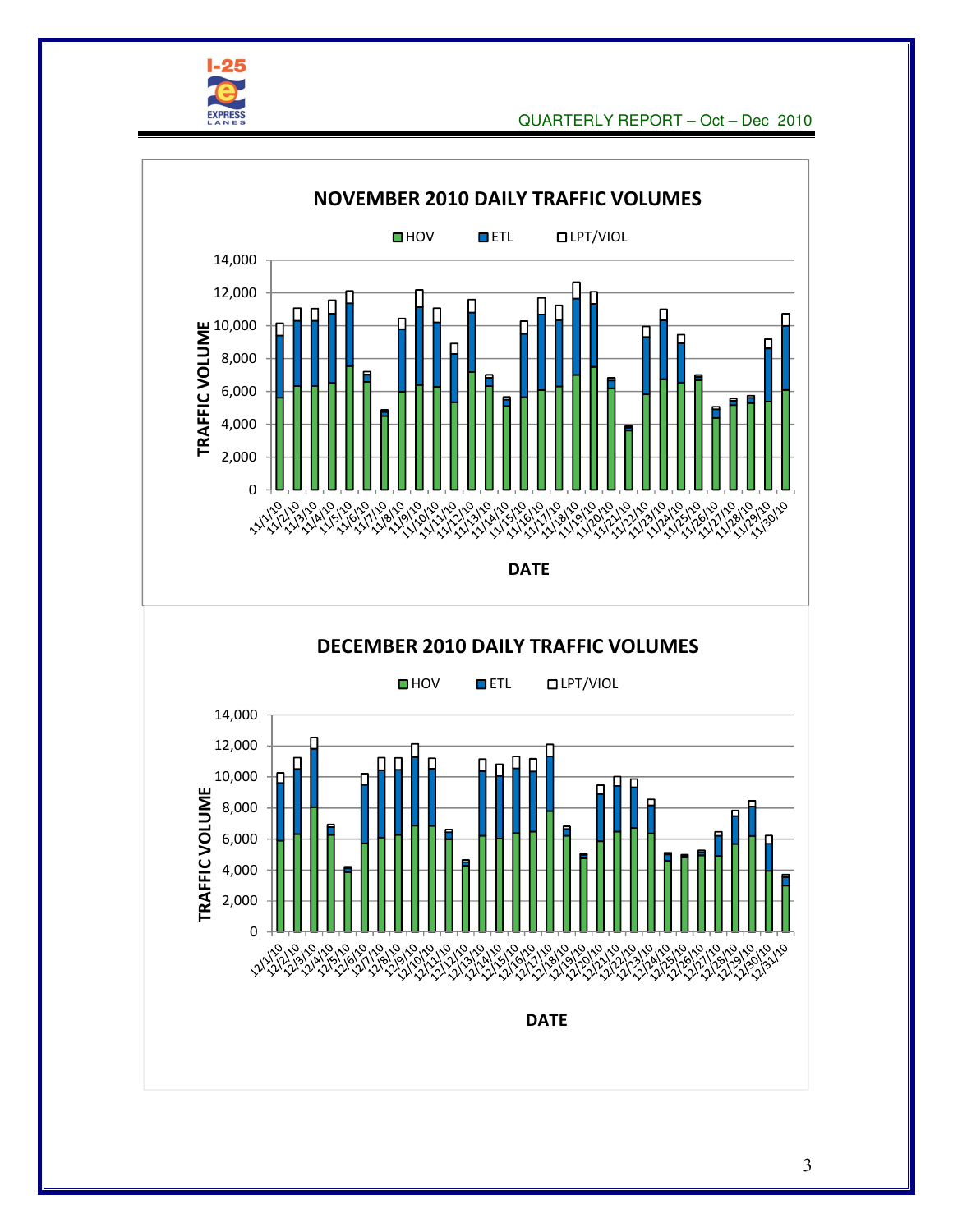## NOVEMBER 2010 DAILY TRAFFIC VOLUMES

HOV ETL LPT/VIOL

TRAFFIC VOLUME

DATE

## DECEMBER 2010 DAILY TRAFFIC VOLUMES

HOV ETL LPT/VIOL

TRAFFIC VOLUME

DATE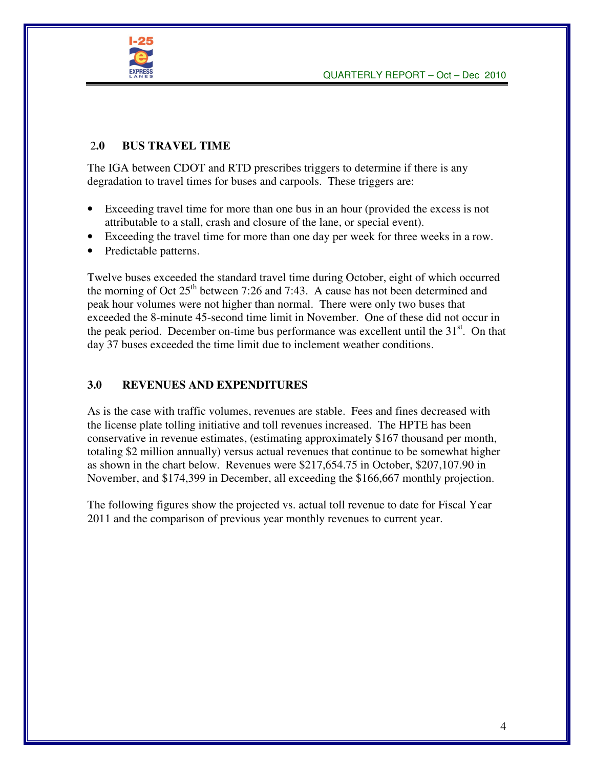## 2.0 BUS TRAVEL TIME

The IGA between CDOT and RTD prescribes triggers to determine if there is any degradation to travel times for buses and carpools. These triggers are:

- Exceeding travel time for more than one bus in an hour (provided the excess is not attributable to a stall, crash and closure of the lane, or special event).
- Exceeding the travel time for more than one day per week for three weeks in a row.
- Predictable patterns.

Twelve buses exceeded the standard travel time during October, eight of which occurred the morning of Oct 25th between 7:26 and 7:43. A cause has not been determined and peak hour volumes were not higher than normal. There were only two buses that exceeded the 8-minute 45-second time limit in November. One of these did not occur in the peak period. December on-time bus performance was excellent until the 31st. On that day 37 buses exceeded the time limit due to inclement weather conditions.

## 3.0 REVENUES AND EXPENDITURES

As is the case with traffic volumes, revenues are stable. Fees and fines decreased with the license plate tolling initiative and toll revenues increased. The HPTE has been conservative in revenue estimates, (estimating approximately $167 thousand per month, totaling $2 million annually) versus actual revenues that continue to be somewhat higher as shown in the chart below. Revenues were $217,654.75 in October, $207,107.90 in November, and $174,399 in December, all exceeding the $166,667 monthly projection.

The following figures show the projected vs. actual toll revenue to date for Fiscal Year 2011 and the comparison of previous year monthly revenues to current year.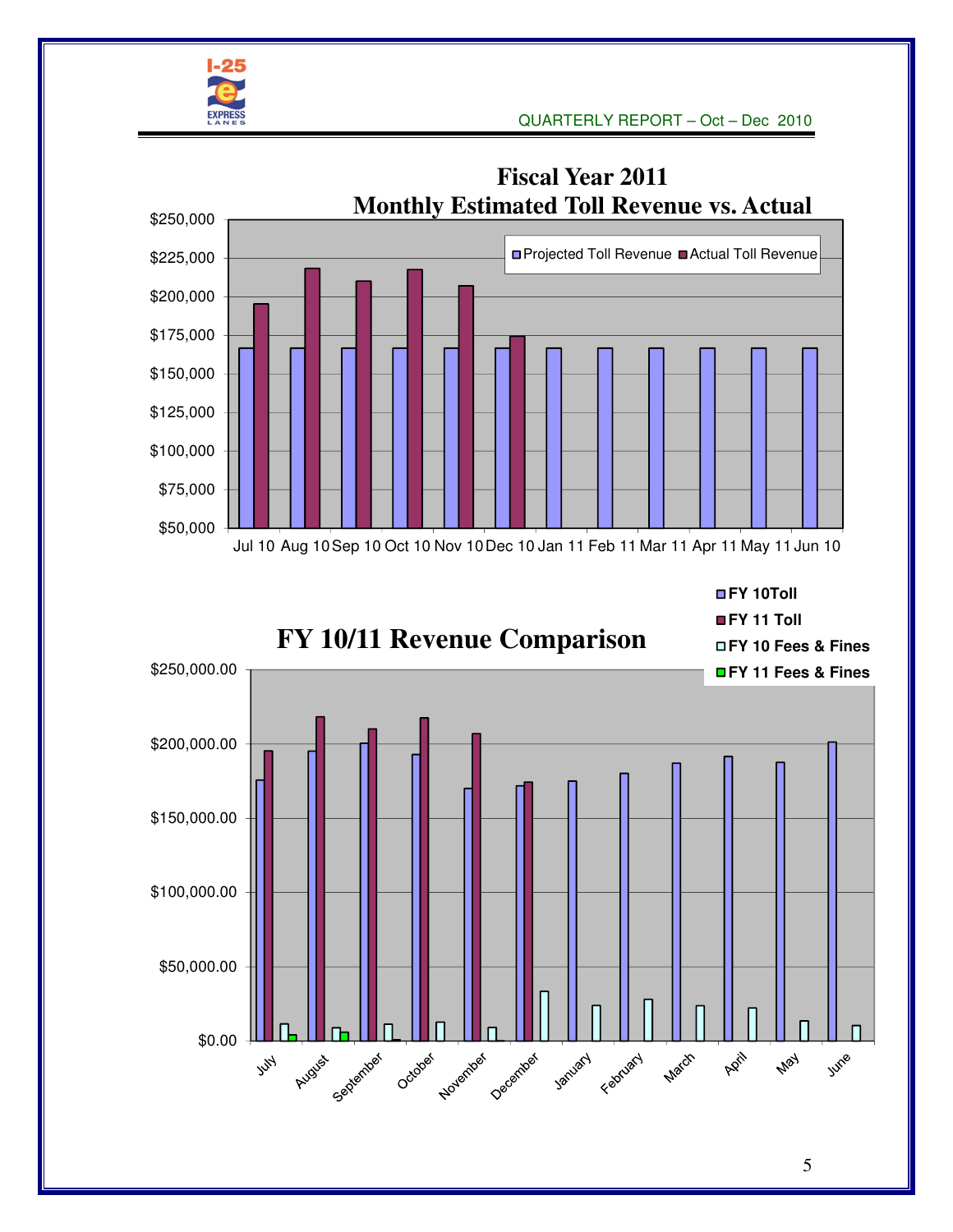## Fiscal Year 2011 Monthly Estimated Toll Revenue vs. Actual

| Month | Projected Toll Revenue | Actual Toll Revenue |
|---|---|---|
| Jul 10 | $166,667 | $195,000 |
| Aug 10 | $166,667 | $218,000 |
| Sep 10 | $166,667 | $210,000 |
| Oct 10 | $166,667 | $217,000 |
| Nov 10 | $166,667 | $207,000 |
| Dec 10 | $166,667 | $174,000 |
| Jan 11 | $166,667 | |
| Feb 11 | $166,667 | |
| Mar 11 | $166,667 | |
| Apr 11 | $166,667 | |
| May 11 | $166,667 | |
| Jun 10 | $166,667 | |

## FY 10/11 Revenue Comparison

| Month | FY 10Toll | FY 11 Toll | FY 10 Fees & Fines | FY 11 Fees & Fines |
|---|---|---|---|---|
| July | $176,000 | $195,000 | $12,000 | $4,000 |
| August | $195,000 | $218,000 | $9,000 | $6,000 |
| September | $200,000 | $210,000 | $11,000 | $1,000 |
| October | $193,000 | $217,000 | $13,000 | |
| November | $170,000 | $207,000 | $9,000 | $500 |
| December | $172,000 | $174,000 | $33,000 | |
| January | $175,000 | | $24,000 | |
| February | $180,000 | | $28,000 | |
| March | $187,000 | | $24,000 | |
| April | $191,000 | | $22,000 | |
| May | $188,000 | | $13,000 | |
| June | $201,000 | | $10,000 | |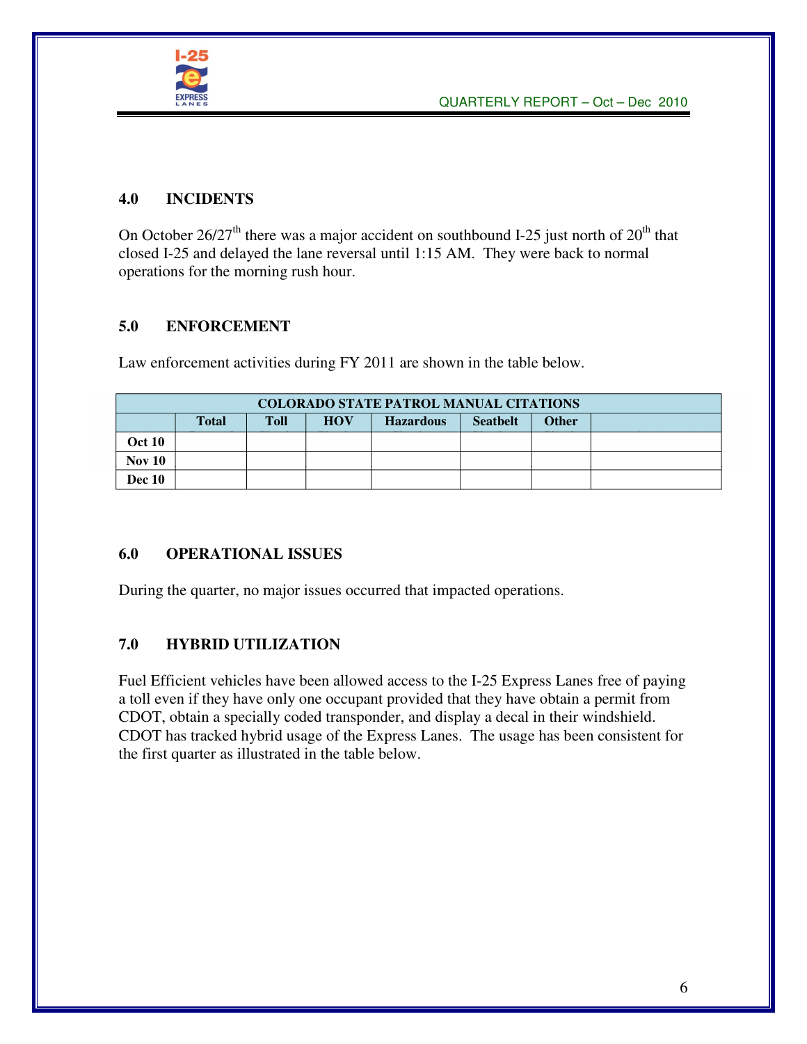## 4.0 INCIDENTS

On October 26/27th there was a major accident on southbound I-25 just north of 20th that closed I-25 and delayed the lane reversal until 1:15 AM. They were back to normal operations for the morning rush hour.

## 5.0 ENFORCEMENT

Law enforcement activities during FY 2011 are shown in the table below.

| COLORADO STATE PATROL MANUAL CITATIONS | | | | | | | |
|---|---|---|---|---|---|---|---|
| | **Total** | **Toll** | **HOV** | **Hazardous** | **Seatbelt** | **Other** | |
| **Oct 10** | | | | | | | |
| **Nov 10** | | | | | | | |
| **Dec 10** | | | | | | | |

## 6.0 OPERATIONAL ISSUES

During the quarter, no major issues occurred that impacted operations.

## 7.0 HYBRID UTILIZATION

Fuel Efficient vehicles have been allowed access to the I-25 Express Lanes free of paying a toll even if they have only one occupant provided that they have obtain a permit from CDOT, obtain a specially coded transponder, and display a decal in their windshield. CDOT has tracked hybrid usage of the Express Lanes. The usage has been consistent for the first quarter as illustrated in the table below.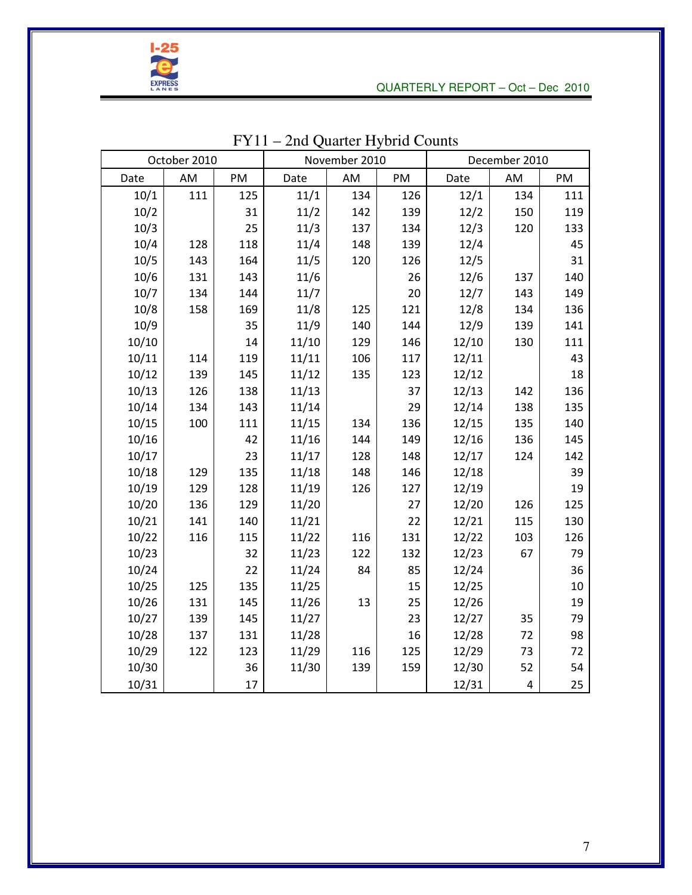## FY11 – 2nd Quarter Hybrid Counts

| October 2010 | | | November 2010 | | | December 2010 | | |
|---|---|---|---|---|---|---|---|---|
| Date | AM | PM | Date | AM | PM | Date | AM | PM |
| 10/1 | 111 | 125 | 11/1 | 134 | 126 | 12/1 | 134 | 111 |
| 10/2 | | 31 | 11/2 | 142 | 139 | 12/2 | 150 | 119 |
| 10/3 | | 25 | 11/3 | 137 | 134 | 12/3 | 120 | 133 |
| 10/4 | 128 | 118 | 11/4 | 148 | 139 | 12/4 | | 45 |
| 10/5 | 143 | 164 | 11/5 | 120 | 126 | 12/5 | | 31 |
| 10/6 | 131 | 143 | 11/6 | | 26 | 12/6 | 137 | 140 |
| 10/7 | 134 | 144 | 11/7 | | 20 | 12/7 | 143 | 149 |
| 10/8 | 158 | 169 | 11/8 | 125 | 121 | 12/8 | 134 | 136 |
| 10/9 | | 35 | 11/9 | 140 | 144 | 12/9 | 139 | 141 |
| 10/10 | | 14 | 11/10 | 129 | 146 | 12/10 | 130 | 111 |
| 10/11 | 114 | 119 | 11/11 | 106 | 117 | 12/11 | | 43 |
| 10/12 | 139 | 145 | 11/12 | 135 | 123 | 12/12 | | 18 |
| 10/13 | 126 | 138 | 11/13 | | 37 | 12/13 | 142 | 136 |
| 10/14 | 134 | 143 | 11/14 | | 29 | 12/14 | 138 | 135 |
| 10/15 | 100 | 111 | 11/15 | 134 | 136 | 12/15 | 135 | 140 |
| 10/16 | | 42 | 11/16 | 144 | 149 | 12/16 | 136 | 145 |
| 10/17 | | 23 | 11/17 | 128 | 148 | 12/17 | 124 | 142 |
| 10/18 | 129 | 135 | 11/18 | 148 | 146 | 12/18 | | 39 |
| 10/19 | 129 | 128 | 11/19 | 126 | 127 | 12/19 | | 19 |
| 10/20 | 136 | 129 | 11/20 | | 27 | 12/20 | 126 | 125 |
| 10/21 | 141 | 140 | 11/21 | | 22 | 12/21 | 115 | 130 |
| 10/22 | 116 | 115 | 11/22 | 116 | 131 | 12/22 | 103 | 126 |
| 10/23 | | 32 | 11/23 | 122 | 132 | 12/23 | 67 | 79 |
| 10/24 | | 22 | 11/24 | 84 | 85 | 12/24 | | 36 |
| 10/25 | 125 | 135 | 11/25 | | 15 | 12/25 | | 10 |
| 10/26 | 131 | 145 | 11/26 | 13 | 25 | 12/26 | | 19 |
| 10/27 | 139 | 145 | 11/27 | | 23 | 12/27 | 35 | 79 |
| 10/28 | 137 | 131 | 11/28 | | 16 | 12/28 | 72 | 98 |
| 10/29 | 122 | 123 | 11/29 | 116 | 125 | 12/29 | 73 | 72 |
| 10/30 | | 36 | 11/30 | 139 | 159 | 12/30 | 52 | 54 |
| 10/31 | | 17 | | | | 12/31 | 4 | 25 |